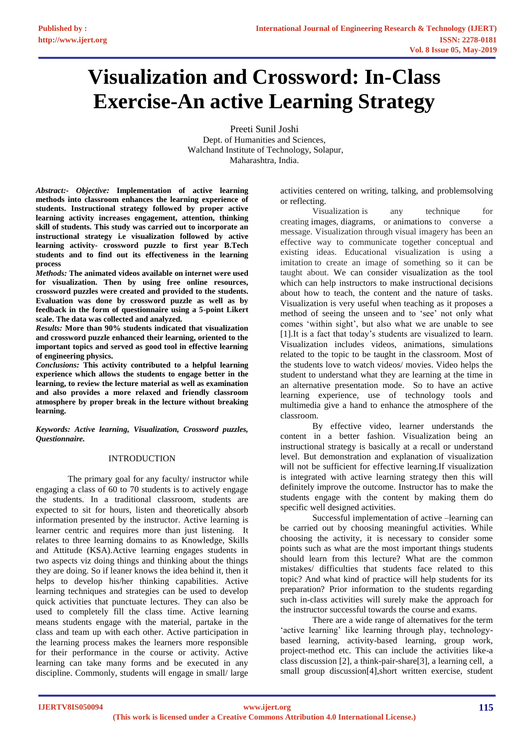# Visualization and Crossword: In-Class Exercise-An active Learning Strategy

Preeti Sunil Joshi
Dept. of Humanities and Sciences,
Walchand Institute of Technology, Solapur,
Maharashtra, India.

***Abstract:- Objective:*** **Implementation of active learning methods into classroom enhances the learning experience of students. Instructional strategy followed by proper active learning activity increases engagement, attention, thinking skill of students. This study was carried out to incorporate an instructional strategy i.e visualization followed by active learning activity- crossword puzzle to first year B.Tech students and to find out its effectiveness in the learning process**

***Methods:*** **The animated videos available on internet were used for visualization. Then by using free online resources, crossword puzzles were created and provided to the students. Evaluation was done by crossword puzzle as well as by feedback in the form of questionnaire using a 5-point Likert scale. The data was collected and analyzed.**

***Results:*** **More than 90% students indicated that visualization and crossword puzzle enhanced their learning, oriented to the important topics and served as good tool in effective learning of engineering physics.**

***Conclusions:*** **This activity contributed to a helpful learning experience which allows the students to engage better in the learning, to review the lecture material as well as examination and also provides a more relaxed and friendly classroom atmosphere by proper break in the lecture without breaking learning.**

***Keywords: Active learning, Visualization, Crossword puzzles, Questionnaire.***

## INTRODUCTION

The primary goal for any faculty/ instructor while engaging a class of 60 to 70 students is to actively engage the students. In a traditional classroom, students are expected to sit for hours, listen and theoretically absorb information presented by the instructor. Active learning is learner centric and requires more than just listening. It relates to three learning domains to as Knowledge, Skills and Attitude (KSA).Active learning engages students in two aspects viz doing things and thinking about the things they are doing. So if leaner knows the idea behind it, then it helps to develop his/her thinking capabilities. Active learning techniques and strategies can be used to develop quick activities that punctuate lectures. They can also be used to completely fill the class time. Active learning means students engage with the material, partake in the class and team up with each other. Active participation in the learning process makes the learners more responsible for their performance in the course or activity. Active learning can take many forms and be executed in any discipline. Commonly, students will engage in small/ large activities centered on writing, talking, and problemsolving or reflecting.

Visualization is any technique for creating images, diagrams, or animations to converse a message. Visualization through visual imagery has been an effective way to communicate together conceptual and existing ideas. Educational visualization is using a imitation to create an image of something so it can be taught about. We can consider visualization as the tool which can help instructors to make instructional decisions about how to teach, the content and the nature of tasks. Visualization is very useful when teaching as it proposes a method of seeing the unseen and to 'see' not only what comes 'within sight', but also what we are unable to see [1].It is a fact that today's students are visualized to learn. Visualization includes videos, animations, simulations related to the topic to be taught in the classroom. Most of the students love to watch videos/ movies. Video helps the student to understand what they are learning at the time in an alternative presentation mode. So to have an active learning experience, use of technology tools and multimedia give a hand to enhance the atmosphere of the classroom.

By effective video, learner understands the content in a better fashion. Visualization being an instructional strategy is basically at a recall or understand level. But demonstration and explanation of visualization will not be sufficient for effective learning.If visualization is integrated with active learning strategy then this will definitely improve the outcome. Instructor has to make the students engage with the content by making them do specific well designed activities.

Successful implementation of active –learning can be carried out by choosing meaningful activities. While choosing the activity, it is necessary to consider some points such as what are the most important things students should learn from this lecture? What are the common mistakes/ difficulties that students face related to this topic? And what kind of practice will help students for its preparation? Prior information to the students regarding such in-class activities will surely make the approach for the instructor successful towards the course and exams.

There are a wide range of alternatives for the term 'active learning' like learning through play, technology-based learning, activity-based learning, group work, project-method etc. This can include the activities like-a class discussion [2], a think-pair-share[3], a learning cell, a small group discussion[4],short written exercise, student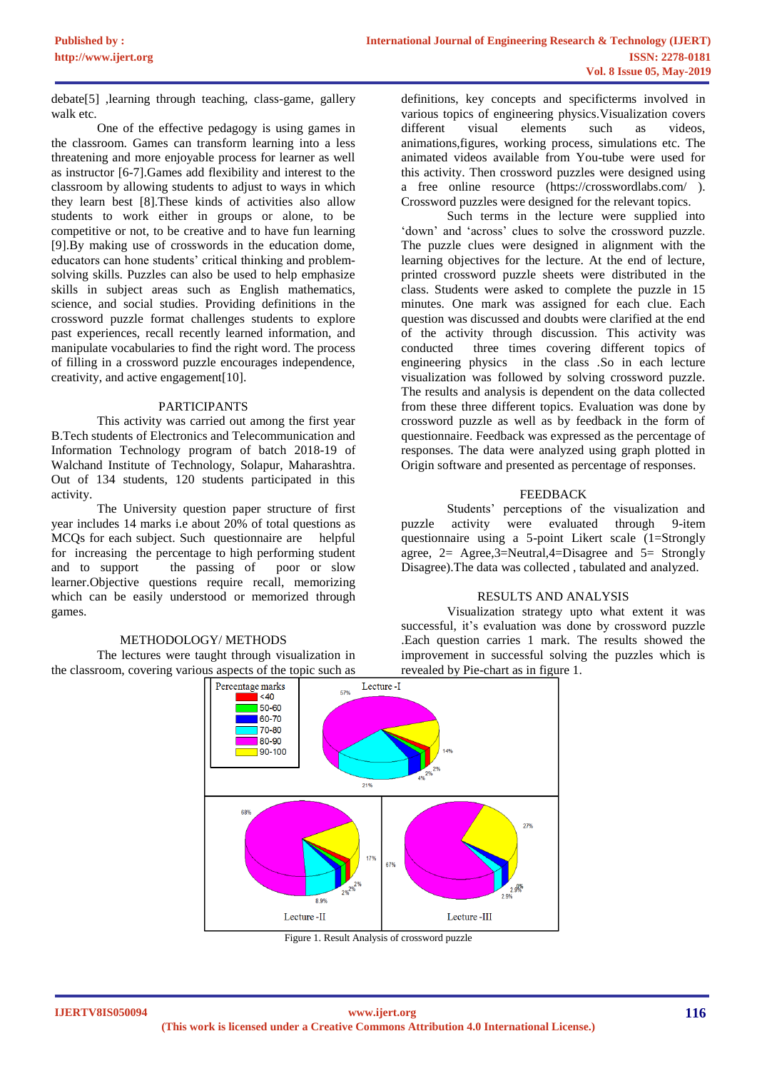debate[5] ,learning through teaching, class-game, gallery walk etc.

One of the effective pedagogy is using games in the classroom. Games can transform learning into a less threatening and more enjoyable process for learner as well as instructor [6-7].Games add flexibility and interest to the classroom by allowing students to adjust to ways in which they learn best [8].These kinds of activities also allow students to work either in groups or alone, to be competitive or not, to be creative and to have fun learning [9].By making use of crosswords in the education dome, educators can hone students' critical thinking and problem-solving skills. Puzzles can also be used to help emphasize skills in subject areas such as English mathematics, science, and social studies. Providing definitions in the crossword puzzle format challenges students to explore past experiences, recall recently learned information, and manipulate vocabularies to find the right word. The process of filling in a crossword puzzle encourages independence, creativity, and active engagement[10].

## PARTICIPANTS

This activity was carried out among the first year B.Tech students of Electronics and Telecommunication and Information Technology program of batch 2018-19 of Walchand Institute of Technology, Solapur, Maharashtra. Out of 134 students, 120 students participated in this activity.

The University question paper structure of first year includes 14 marks i.e about 20% of total questions as MCQs for each subject. Such questionnaire are helpful for increasing the percentage to high performing student and to support the passing of poor or slow learner.Objective questions require recall, memorizing which can be easily understood or memorized through games.

## METHODOLOGY/ METHODS

The lectures were taught through visualization in the classroom, covering various aspects of the topic such as definitions, key concepts and specificterms involved in various topics of engineering physics.Visualization covers different visual elements such as videos, animations,figures, working process, simulations etc. The animated videos available from You-tube were used for this activity. Then crossword puzzles were designed using a free online resource (https://crosswordlabs.com/ ). Crossword puzzles were designed for the relevant topics.

Such terms in the lecture were supplied into 'down' and 'across' clues to solve the crossword puzzle. The puzzle clues were designed in alignment with the learning objectives for the lecture. At the end of lecture, printed crossword puzzle sheets were distributed in the class. Students were asked to complete the puzzle in 15 minutes. One mark was assigned for each clue. Each question was discussed and doubts were clarified at the end of the activity through discussion. This activity was conducted three times covering different topics of engineering physics in the class .So in each lecture visualization was followed by solving crossword puzzle. The results and analysis is dependent on the data collected from these three different topics. Evaluation was done by crossword puzzle as well as by feedback in the form of questionnaire. Feedback was expressed as the percentage of responses. The data were analyzed using graph plotted in Origin software and presented as percentage of responses.

## FEEDBACK

Students' perceptions of the visualization and puzzle activity were evaluated through 9-item questionnaire using a 5-point Likert scale (1=Strongly agree, 2= Agree,3=Neutral,4=Disagree and 5= Strongly Disagree).The data was collected , tabulated and analyzed.

## RESULTS AND ANALYSIS

Visualization strategy upto what extent it was successful, it's evaluation was done by crossword puzzle .Each question carries 1 mark. The results showed the improvement in successful solving the puzzles which is revealed by Pie-chart as in figure 1.

Figure 1. Result Analysis of crossword puzzle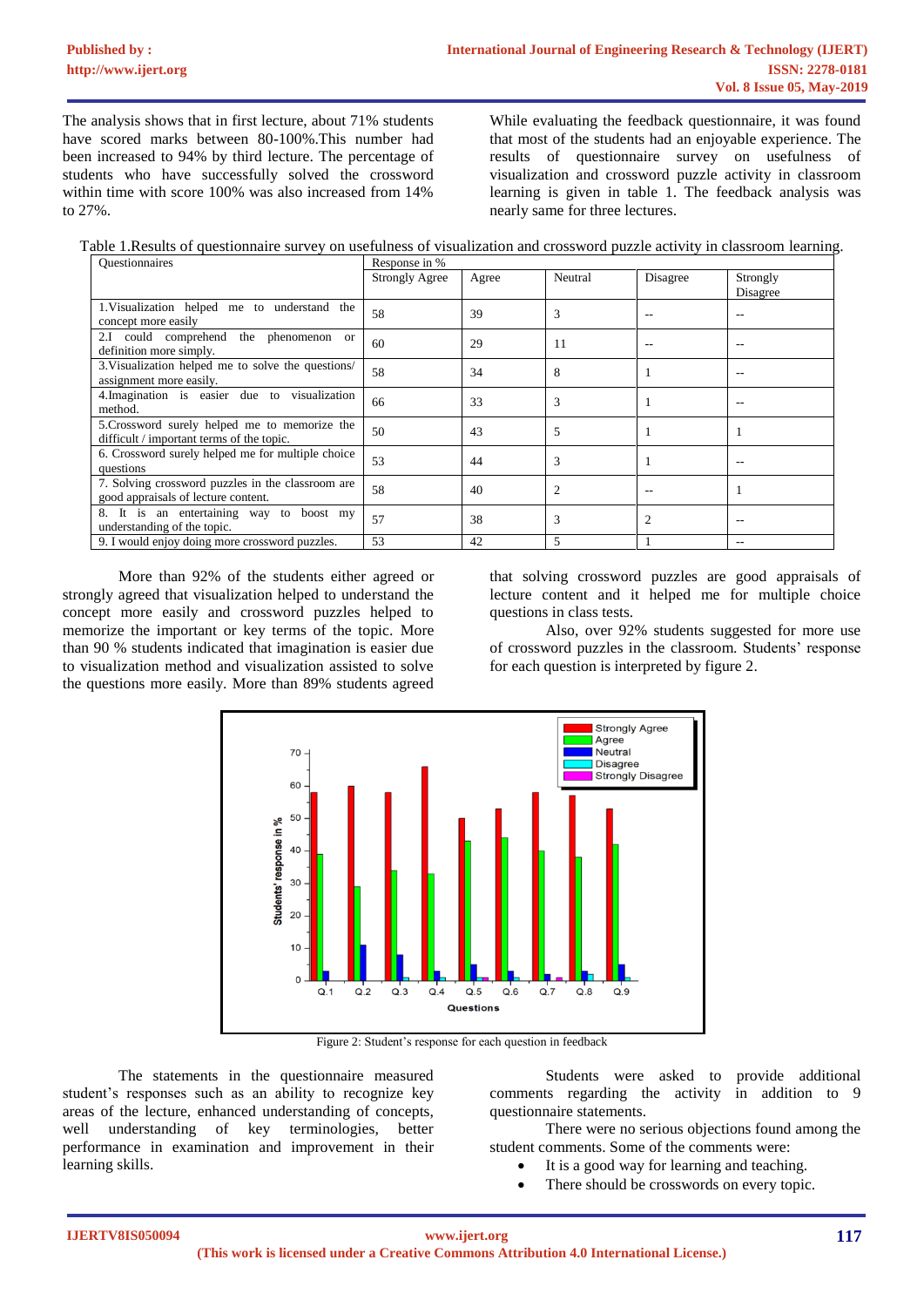The analysis shows that in first lecture, about 71% students have scored marks between 80-100%.This number had been increased to 94% by third lecture. The percentage of students who have successfully solved the crossword within time with score 100% was also increased from 14% to 27%.

While evaluating the feedback questionnaire, it was found that most of the students had an enjoyable experience. The results of questionnaire survey on usefulness of visualization and crossword puzzle activity in classroom learning is given in table 1. The feedback analysis was nearly same for three lectures.

Table 1.Results of questionnaire survey on usefulness of visualization and crossword puzzle activity in classroom learning.

| Questionnaires | Response in % | | | | |
|---|---|---|---|---|---|
| | Strongly Agree | Agree | Neutral | Disagree | Strongly Disagree |
| 1.Visualization helped me to understand the concept more easily | 58 | 39 | 3 | -- | -- |
| 2.I could comprehend the phenomenon or definition more simply. | 60 | 29 | 11 | -- | -- |
| 3.Visualization helped me to solve the questions/ assignment more easily. | 58 | 34 | 8 | 1 | -- |
| 4.Imagination is easier due to visualization method. | 66 | 33 | 3 | 1 | -- |
| 5.Crossword surely helped me to memorize the difficult / important terms of the topic. | 50 | 43 | 5 | 1 | 1 |
| 6. Crossword surely helped me for multiple choice questions | 53 | 44 | 3 | 1 | -- |
| 7. Solving crossword puzzles in the classroom are good appraisals of lecture content. | 58 | 40 | 2 | -- | 1 |
| 8. It is an entertaining way to boost my understanding of the topic. | 57 | 38 | 3 | 2 | -- |
| 9. I would enjoy doing more crossword puzzles. | 53 | 42 | 5 | 1 | -- |

More than 92% of the students either agreed or strongly agreed that visualization helped to understand the concept more easily and crossword puzzles helped to memorize the important or key terms of the topic. More than 90 % students indicated that imagination is easier due to visualization method and visualization assisted to solve the questions more easily. More than 89% students agreed that solving crossword puzzles are good appraisals of lecture content and it helped me for multiple choice questions in class tests.

Also, over 92% students suggested for more use of crossword puzzles in the classroom. Students' response for each question is interpreted by figure 2.

Figure 2: Student's response for each question in feedback

The statements in the questionnaire measured student's responses such as an ability to recognize key areas of the lecture, enhanced understanding of concepts, well understanding of key terminologies, better performance in examination and improvement in their learning skills.

Students were asked to provide additional comments regarding the activity in addition to 9 questionnaire statements.

There were no serious objections found among the student comments. Some of the comments were:

- It is a good way for learning and teaching.
- There should be crosswords on every topic.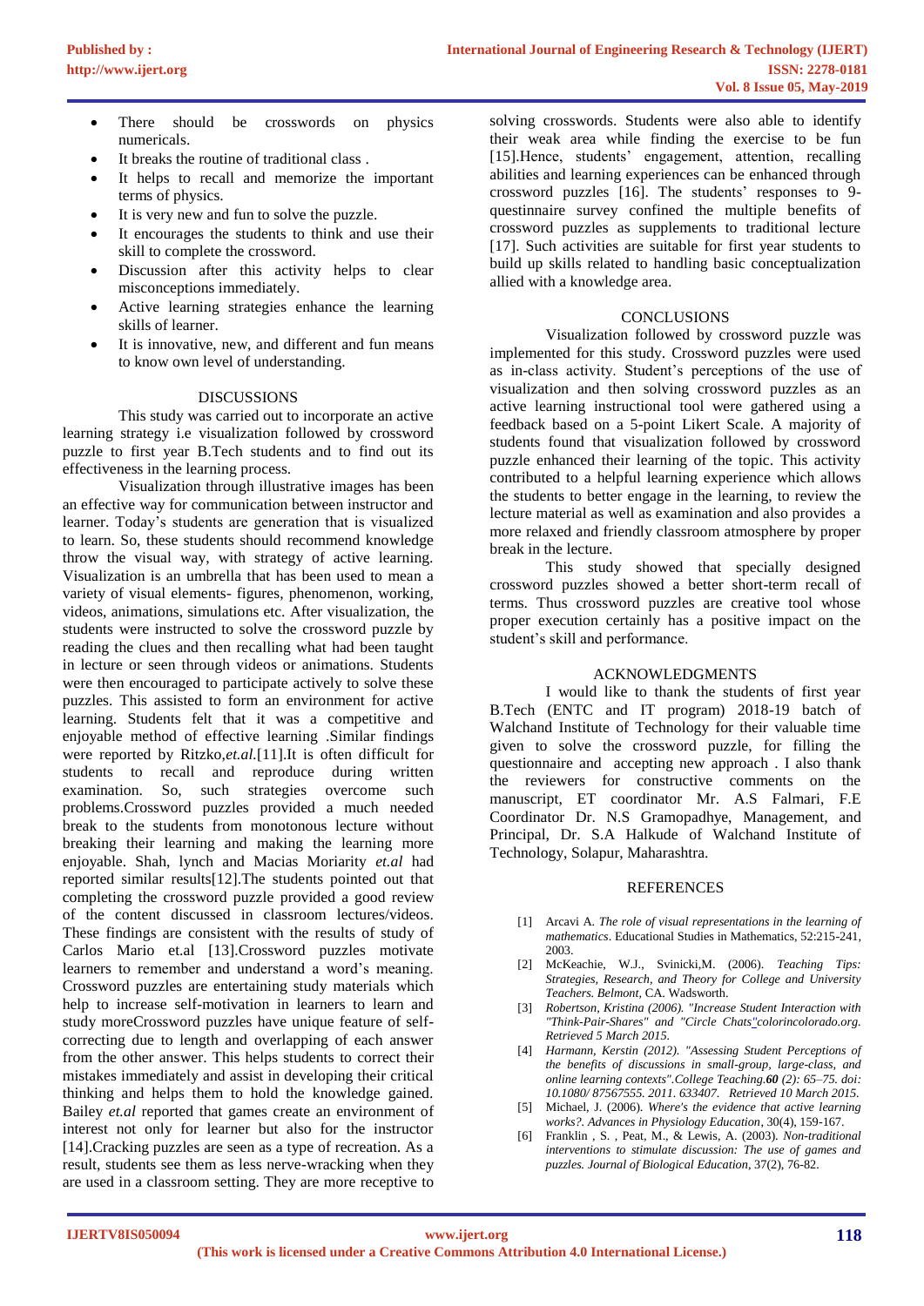- There should be crosswords on physics numericals.
- It breaks the routine of traditional class .
- It helps to recall and memorize the important terms of physics.
- It is very new and fun to solve the puzzle.
- It encourages the students to think and use their skill to complete the crossword.
- Discussion after this activity helps to clear misconceptions immediately.
- Active learning strategies enhance the learning skills of learner.
- It is innovative, new, and different and fun means to know own level of understanding.

## DISCUSSIONS

This study was carried out to incorporate an active learning strategy i.e visualization followed by crossword puzzle to first year B.Tech students and to find out its effectiveness in the learning process.

Visualization through illustrative images has been an effective way for communication between instructor and learner. Today's students are generation that is visualized to learn. So, these students should recommend knowledge throw the visual way, with strategy of active learning. Visualization is an umbrella that has been used to mean a variety of visual elements- figures, phenomenon, working, videos, animations, simulations etc. After visualization, the students were instructed to solve the crossword puzzle by reading the clues and then recalling what had been taught in lecture or seen through videos or animations. Students were then encouraged to participate actively to solve these puzzles. This assisted to form an environment for active learning. Students felt that it was a competitive and enjoyable method of effective learning .Similar findings were reported by Ritzko,*et.al.*[11].It is often difficult for students to recall and reproduce during written examination. So, such strategies overcome such problems.Crossword puzzles provided a much needed break to the students from monotonous lecture without breaking their learning and making the learning more enjoyable. Shah, lynch and Macias Moriarity *et.al* had reported similar results[12].The students pointed out that completing the crossword puzzle provided a good review of the content discussed in classroom lectures/videos. These findings are consistent with the results of study of Carlos Mario et.al [13].Crossword puzzles motivate learners to remember and understand a word's meaning. Crossword puzzles are entertaining study materials which help to increase self-motivation in learners to learn and study moreCrossword puzzles have unique feature of self-correcting due to length and overlapping of each answer from the other answer. This helps students to correct their mistakes immediately and assist in developing their critical thinking and helps them to hold the knowledge gained. Bailey *et.al* reported that games create an environment of interest not only for learner but also for the instructor [14].Cracking puzzles are seen as a type of recreation. As a result, students see them as less nerve-wracking when they are used in a classroom setting. They are more receptive to solving crosswords. Students were also able to identify their weak area while finding the exercise to be fun [15].Hence, students' engagement, attention, recalling abilities and learning experiences can be enhanced through crossword puzzles [16]. The students' responses to 9-questinnaire survey confined the multiple benefits of crossword puzzles as supplements to traditional lecture [17]. Such activities are suitable for first year students to build up skills related to handling basic conceptualization allied with a knowledge area.

## CONCLUSIONS

Visualization followed by crossword puzzle was implemented for this study. Crossword puzzles were used as in-class activity. Student's perceptions of the use of visualization and then solving crossword puzzles as an active learning instructional tool were gathered using a feedback based on a 5-point Likert Scale. A majority of students found that visualization followed by crossword puzzle enhanced their learning of the topic. This activity contributed to a helpful learning experience which allows the students to better engage in the learning, to review the lecture material as well as examination and also provides a more relaxed and friendly classroom atmosphere by proper break in the lecture.

This study showed that specially designed crossword puzzles showed a better short-term recall of terms. Thus crossword puzzles are creative tool whose proper execution certainly has a positive impact on the student's skill and performance.

## ACKNOWLEDGMENTS

I would like to thank the students of first year B.Tech (ENTC and IT program) 2018-19 batch of Walchand Institute of Technology for their valuable time given to solve the crossword puzzle, for filling the questionnaire and accepting new approach . I also thank the reviewers for constructive comments on the manuscript, ET coordinator Mr. A.S Falmari, F.E Coordinator Dr. N.S Gramopadhye, Management, and Principal, Dr. S.A Halkude of Walchand Institute of Technology, Solapur, Maharashtra.

## REFERENCES

[1] Arcavi A. *The role of visual representations in the learning of mathematics*. Educational Studies in Mathematics, 52:215-241, 2003.

[2] McKeachie, W.J., Svinicki,M. (2006). *Teaching Tips: Strategies, Research, and Theory for College and University Teachers. Belmont,* CA. Wadsworth.

[3] *Robertson, Kristina (2006). "Increase Student Interaction with "Think-Pair-Shares" and "Circle Chats"colorincolorado.org. Retrieved 5 March 2015.*

[4] *Harmann, Kerstin (2012). "Assessing Student Perceptions of the benefits of discussions in small-group, large-class, and online learning contexts".College Teaching.**60** (2): 65–75. doi: 10.1080/ 87567555. 2011. 633407. Retrieved 10 March 2015.*

[5] Michael, J. (2006). *Where's the evidence that active learning works?. Advances in Physiology Education*, 30(4), 159-167.

[6] Franklin , S. , Peat, M., & Lewis, A. (2003). *Non-traditional interventions to stimulate discussion: The use of games and puzzles. Journal of Biological Education*, 37(2), 76-82.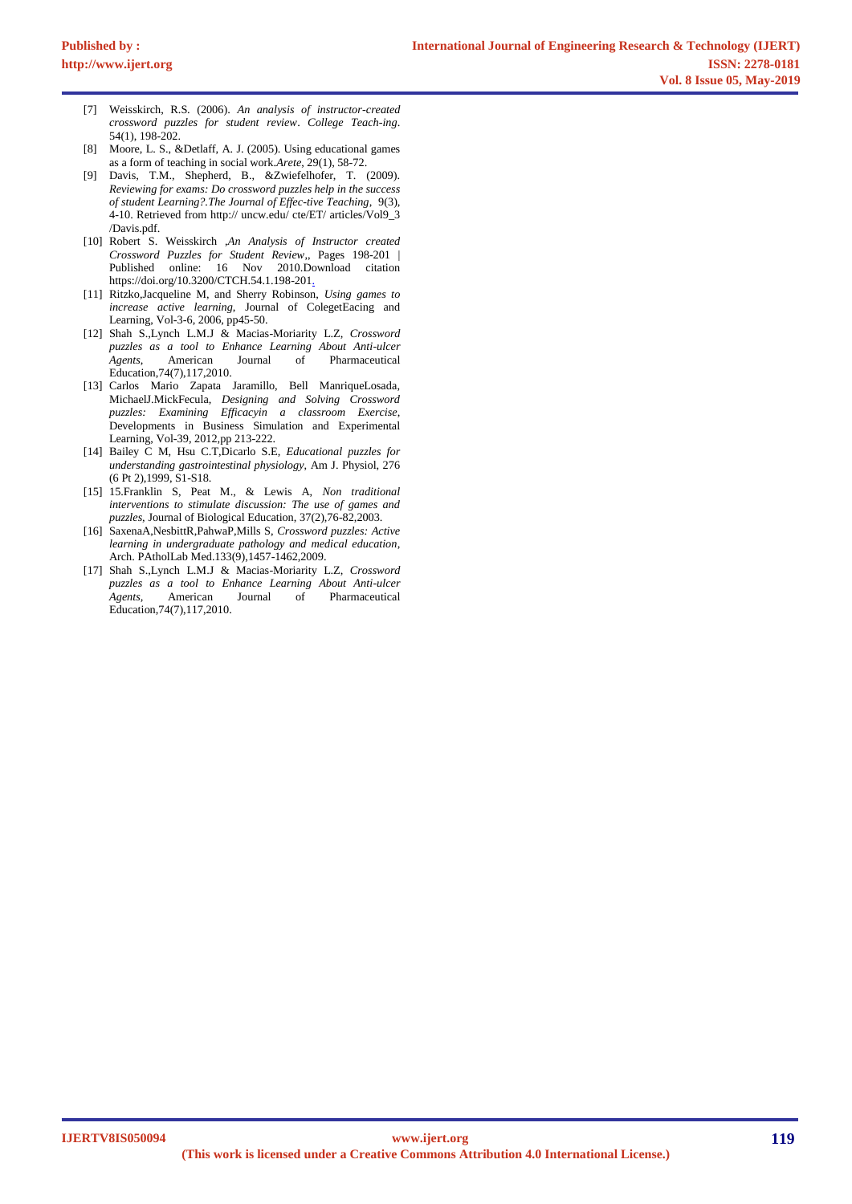- [7] Weisskirch, R.S. (2006). *An analysis of instructor-created crossword puzzles for student review*. *College Teach-ing*. 54(1), 198-202.
- [8] Moore, L. S., &Detlaff, A. J. (2005). Using educational games as a form of teaching in social work.*Arete*, 29(1), 58-72.
- [9] Davis, T.M., Shepherd, B., &Zwiefelhofer, T. (2009). *Reviewing for exams: Do crossword puzzles help in the success of student Learning?.The Journal of Effec-tive Teaching*, 9(3), 4-10. Retrieved from http:// uncw.edu/ cte/ET/ articles/Vol9_3 /Davis.pdf.
- [10] Robert S. Weisskirch ,*An Analysis of Instructor created Crossword Puzzles for Student Review*,, Pages 198-201 | Published online: 16 Nov 2010.Download citation https://doi.org/10.3200/CTCH.54.1.198-201.
- [11] Ritzko,Jacqueline M, and Sherry Robinson, *Using games to increase active learning*, Journal of ColegetEacing and Learning, Vol-3-6, 2006, pp45-50.
- [12] Shah S.,Lynch L.M.J & Macias-Moriarity L.Z, *Crossword puzzles as a tool to Enhance Learning About Anti-ulcer Agents*, American Journal of Pharmaceutical Education,74(7),117,2010.
- [13] Carlos Mario Zapata Jaramillo, Bell ManriqueLosada, MichaelJ.MickFecula, *Designing and Solving Crossword puzzles: Examining Efficacyin a classroom Exercise*, Developments in Business Simulation and Experimental Learning, Vol-39, 2012,pp 213-222.
- [14] Bailey C M, Hsu C.T,Dicarlo S.E, *Educational puzzles for understanding gastrointestinal physiology*, Am J. Physiol, 276 (6 Pt 2),1999, S1-S18.
- [15] 15.Franklin S, Peat M., & Lewis A, *Non traditional interventions to stimulate discussion: The use of games and puzzles*, Journal of Biological Education, 37(2),76-82,2003.
- [16] SaxenaA,NesbittR,PahwaP,Mills S, *Crossword puzzles: Active learning in undergraduate pathology and medical education*, Arch. PAtholLab Med.133(9),1457-1462,2009.
- [17] Shah S.,Lynch L.M.J & Macias-Moriarity L.Z, *Crossword puzzles as a tool to Enhance Learning About Anti-ulcer Agents*, American Journal of Pharmaceutical Education,74(7),117,2010.